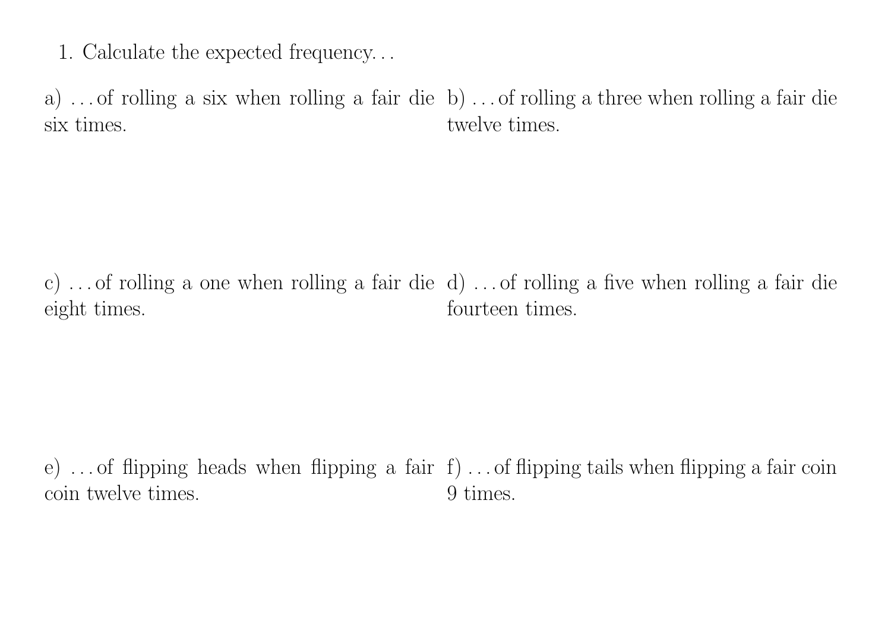1. Calculate the expected frequency…

a) …of rolling a six when rolling a fair die six times.

b) …of rolling a three when rolling a fair die twelve times.

c) …of rolling a one when rolling a fair die eight times.

d) …of rolling a five when rolling a fair die fourteen times.

e) …of flipping heads when flipping a fair coin twelve times.

f) …of flipping tails when flipping a fair coin 9 times.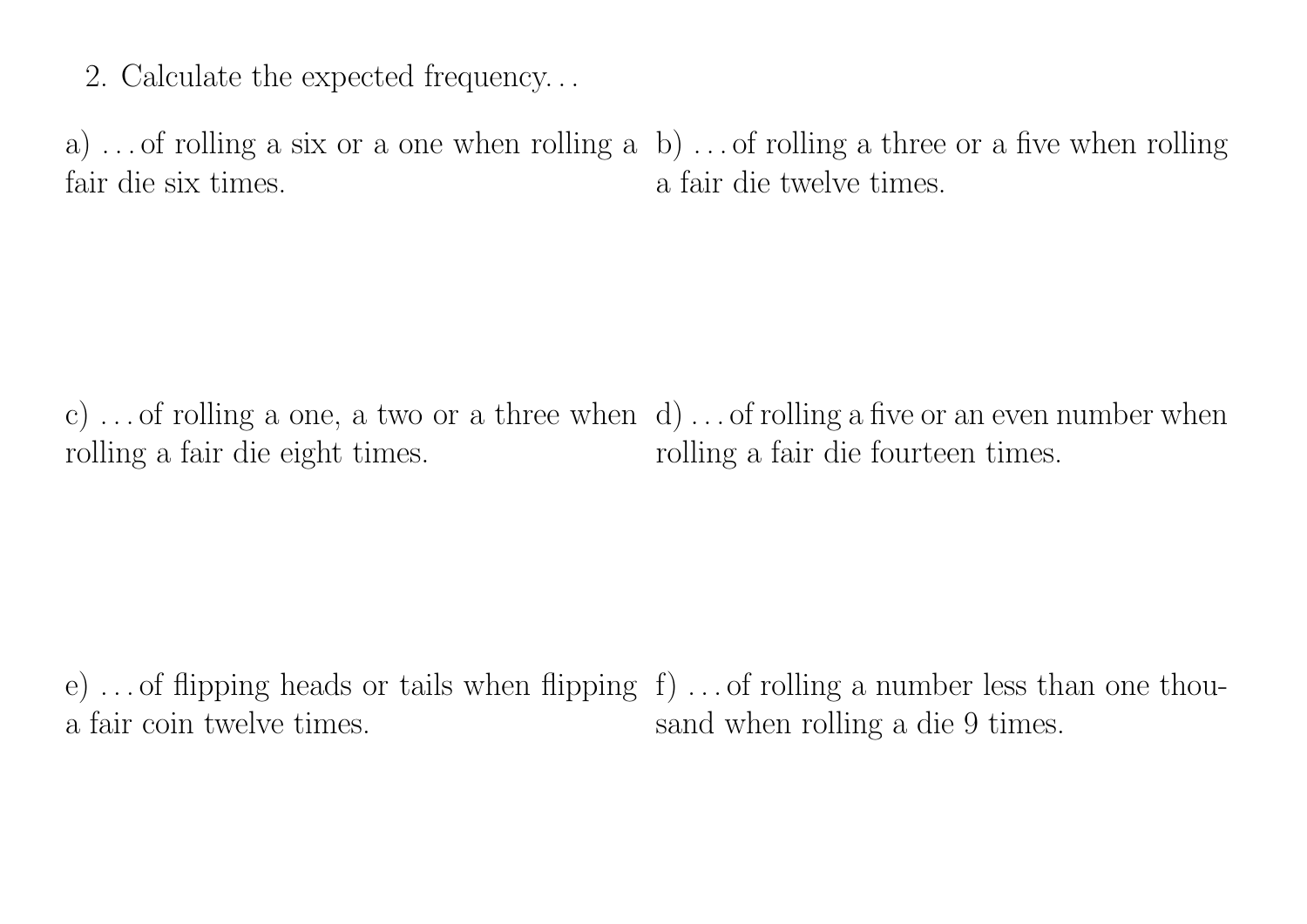2. Calculate the expected frequency…

a) …of rolling a six or a one when rolling a fair die six times.

b) …of rolling a three or a five when rolling a fair die twelve times.

c) …of rolling a one, a two or a three when rolling a fair die eight times.

d) …of rolling a five or an even number when rolling a fair die fourteen times.

e) …of flipping heads or tails when flipping a fair coin twelve times.

f) …of rolling a number less than one thousand when rolling a die 9 times.